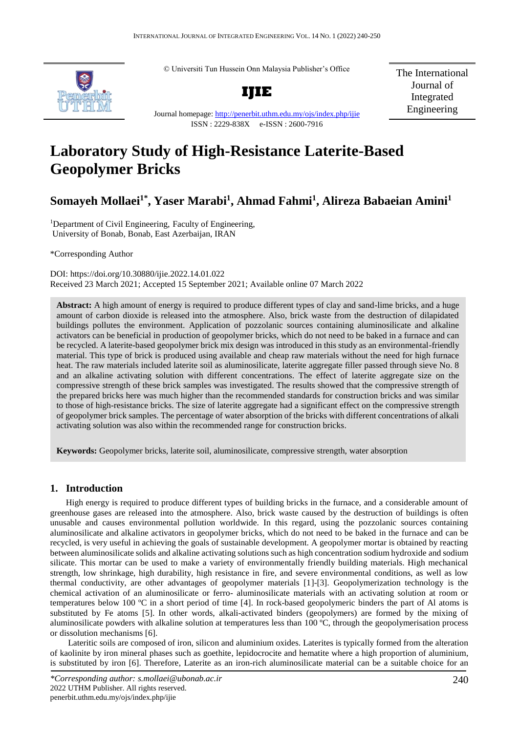# Laboratory Study of High-Resistance Laterite-Based Geopolymer Bricks

**Somayeh Mollaei[1*], Yaser Marabi[1], Ahmad Fahmi[1], Alireza Babaeian Amini[1]**

[1]Department of Civil Engineering, Faculty of Engineering, University of Bonab, Bonab, East Azerbaijan, IRAN

*Corresponding Author

DOI: https://doi.org/10.30880/ijie.2022.14.01.022
Received 23 March 2021; Accepted 15 September 2021; Available online 07 March 2022

**Abstract:** A high amount of energy is required to produce different types of clay and sand-lime bricks, and a huge amount of carbon dioxide is released into the atmosphere. Also, brick waste from the destruction of dilapidated buildings pollutes the environment. Application of pozzolanic sources containing aluminosilicate and alkaline activators can be beneficial in production of geopolymer bricks, which do not need to be baked in a furnace and can be recycled. A laterite-based geopolymer brick mix design was introduced in this study as an environmental-friendly material. This type of brick is produced using available and cheap raw materials without the need for high furnace heat. The raw materials included laterite soil as aluminosilicate, laterite aggregate filler passed through sieve No. 8 and an alkaline activating solution with different concentrations. The effect of laterite aggregate size on the compressive strength of these brick samples was investigated. The results showed that the compressive strength of the prepared bricks here was much higher than the recommended standards for construction bricks and was similar to those of high-resistance bricks. The size of laterite aggregate had a significant effect on the compressive strength of geopolymer brick samples. The percentage of water absorption of the bricks with different concentrations of alkali activating solution was also within the recommended range for construction bricks.

**Keywords:** Geopolymer bricks, laterite soil, aluminosilicate, compressive strength, water absorption

## 1. Introduction

High energy is required to produce different types of building bricks in the furnace, and a considerable amount of greenhouse gases are released into the atmosphere. Also, brick waste caused by the destruction of buildings is often unusable and causes environmental pollution worldwide. In this regard, using the pozzolanic sources containing aluminosilicate and alkaline activators in geopolymer bricks, which do not need to be baked in the furnace and can be recycled, is very useful in achieving the goals of sustainable development. A geopolymer mortar is obtained by reacting between aluminosilicate solids and alkaline activating solutions such as high concentration sodium hydroxide and sodium silicate. This mortar can be used to make a variety of environmentally friendly building materials. High mechanical strength, low shrinkage, high durability, high resistance in fire, and severe environmental conditions, as well as low thermal conductivity, are other advantages of geopolymer materials [1]-[3]. Geopolymerization technology is the chemical activation of an aluminosilicate or ferro- aluminosilicate materials with an activating solution at room or temperatures below 100 ºC in a short period of time [4]. In rock-based geopolymeric binders the part of Al atoms is substituted by Fe atoms [5]. In other words, alkali-activated binders (geopolymers) are formed by the mixing of aluminosilicate powders with alkaline solution at temperatures less than 100 ºC, through the geopolymerisation process or dissolution mechanisms [6].

Lateritic soils are composed of iron, silicon and aluminium oxides. Laterites is typically formed from the alteration of kaolinite by iron mineral phases such as goethite, lepidocrocite and hematite where a high proportion of aluminium, is substituted by iron [6]. Therefore, Laterite as an iron-rich aluminosilicate material can be a suitable choice for an

*\*Corresponding author: s.mollaei@ubonab.ac.ir*
2022 UTHM Publisher. All rights reserved.
penerbit.uthm.edu.my/ojs/index.php/ijie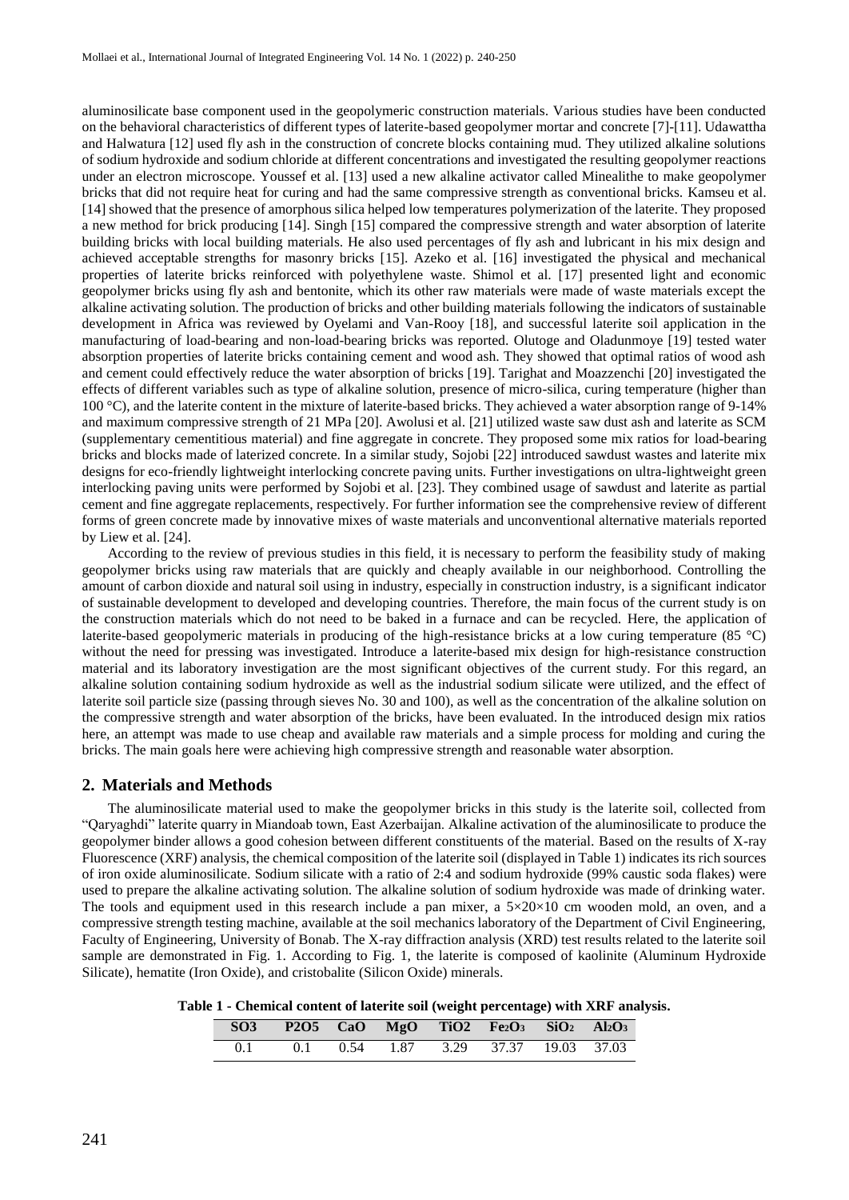aluminosilicate base component used in the geopolymeric construction materials. Various studies have been conducted on the behavioral characteristics of different types of laterite-based geopolymer mortar and concrete [7]-[11]. Udawattha and Halwatura [12] used fly ash in the construction of concrete blocks containing mud. They utilized alkaline solutions of sodium hydroxide and sodium chloride at different concentrations and investigated the resulting geopolymer reactions under an electron microscope. Youssef et al. [13] used a new alkaline activator called Minealithe to make geopolymer bricks that did not require heat for curing and had the same compressive strength as conventional bricks. Kamseu et al. [14] showed that the presence of amorphous silica helped low temperatures polymerization of the laterite. They proposed a new method for brick producing [14]. Singh [15] compared the compressive strength and water absorption of laterite building bricks with local building materials. He also used percentages of fly ash and lubricant in his mix design and achieved acceptable strengths for masonry bricks [15]. Azeko et al. [16] investigated the physical and mechanical properties of laterite bricks reinforced with polyethylene waste. Shimol et al. [17] presented light and economic geopolymer bricks using fly ash and bentonite, which its other raw materials were made of waste materials except the alkaline activating solution. The production of bricks and other building materials following the indicators of sustainable development in Africa was reviewed by Oyelami and Van-Rooy [18], and successful laterite soil application in the manufacturing of load-bearing and non-load-bearing bricks was reported. Olutoge and Oladunmoye [19] tested water absorption properties of laterite bricks containing cement and wood ash. They showed that optimal ratios of wood ash and cement could effectively reduce the water absorption of bricks [19]. Tarighat and Moazzenchi [20] investigated the effects of different variables such as type of alkaline solution, presence of micro-silica, curing temperature (higher than 100 °C), and the laterite content in the mixture of laterite-based bricks. They achieved a water absorption range of 9-14% and maximum compressive strength of 21 MPa [20]. Awolusi et al. [21] utilized waste saw dust ash and laterite as SCM (supplementary cementitious material) and fine aggregate in concrete. They proposed some mix ratios for load-bearing bricks and blocks made of laterized concrete. In a similar study, Sojobi [22] introduced sawdust wastes and laterite mix designs for eco-friendly lightweight interlocking concrete paving units. Further investigations on ultra-lightweight green interlocking paving units were performed by Sojobi et al. [23]. They combined usage of sawdust and laterite as partial cement and fine aggregate replacements, respectively. For further information see the comprehensive review of different forms of green concrete made by innovative mixes of waste materials and unconventional alternative materials reported by Liew et al. [24].

According to the review of previous studies in this field, it is necessary to perform the feasibility study of making geopolymer bricks using raw materials that are quickly and cheaply available in our neighborhood. Controlling the amount of carbon dioxide and natural soil using in industry, especially in construction industry, is a significant indicator of sustainable development to developed and developing countries. Therefore, the main focus of the current study is on the construction materials which do not need to be baked in a furnace and can be recycled. Here, the application of laterite-based geopolymeric materials in producing of the high-resistance bricks at a low curing temperature (85 °C) without the need for pressing was investigated. Introduce a laterite-based mix design for high-resistance construction material and its laboratory investigation are the most significant objectives of the current study. For this regard, an alkaline solution containing sodium hydroxide as well as the industrial sodium silicate were utilized, and the effect of laterite soil particle size (passing through sieves No. 30 and 100), as well as the concentration of the alkaline solution on the compressive strength and water absorption of the bricks, have been evaluated. In the introduced design mix ratios here, an attempt was made to use cheap and available raw materials and a simple process for molding and curing the bricks. The main goals here were achieving high compressive strength and reasonable water absorption.

## 2. Materials and Methods

The aluminosilicate material used to make the geopolymer bricks in this study is the laterite soil, collected from "Qaryaghdi" laterite quarry in Miandoab town, East Azerbaijan. Alkaline activation of the aluminosilicate to produce the geopolymer binder allows a good cohesion between different constituents of the material. Based on the results of X-ray Fluorescence (XRF) analysis, the chemical composition of the laterite soil (displayed in Table 1) indicates its rich sources of iron oxide aluminosilicate. Sodium silicate with a ratio of 2:4 and sodium hydroxide (99% caustic soda flakes) were used to prepare the alkaline activating solution. The alkaline solution of sodium hydroxide was made of drinking water. The tools and equipment used in this research include a pan mixer, a 5×20×10 cm wooden mold, an oven, and a compressive strength testing machine, available at the soil mechanics laboratory of the Department of Civil Engineering, Faculty of Engineering, University of Bonab. The X-ray diffraction analysis (XRD) test results related to the laterite soil sample are demonstrated in Fig. 1. According to Fig. 1, the laterite is composed of kaolinite (Aluminum Hydroxide Silicate), hematite (Iron Oxide), and cristobalite (Silicon Oxide) minerals.

**Table 1 - Chemical content of laterite soil (weight percentage) with XRF analysis.**

| $SO_3$ | $P_2O_5$ | CaO | MgO | $TiO_2$ | $Fe_2O_3$ | $SiO_2$ | $Al_2O_3$ |
|---|---|---|---|---|---|---|---|
| 0.1 | 0.1 | 0.54 | 1.87 | 3.29 | 37.37 | 19.03 | 37.03 |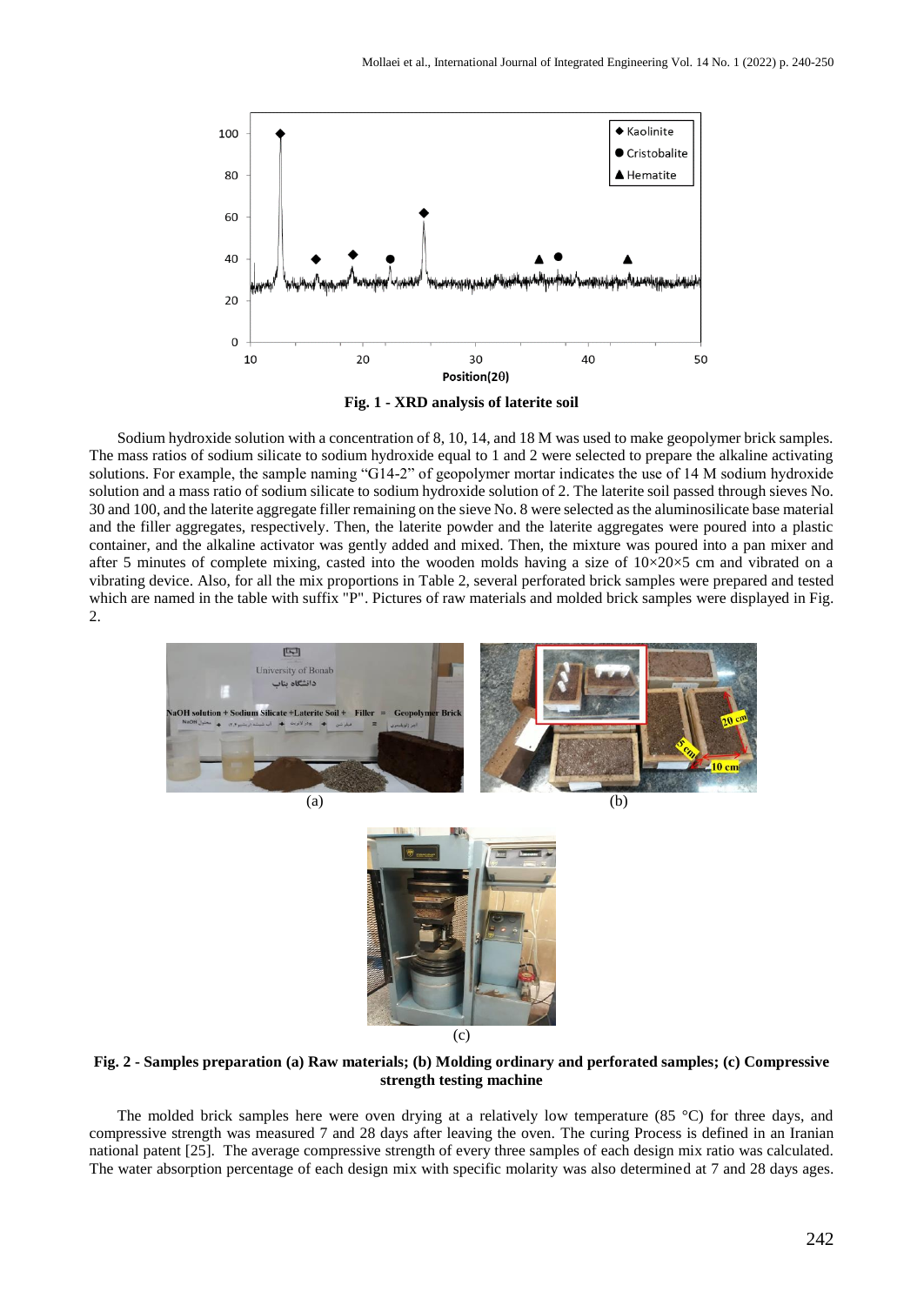**Fig. 1 - XRD analysis of laterite soil**

Sodium hydroxide solution with a concentration of 8, 10, 14, and 18 M was used to make geopolymer brick samples. The mass ratios of sodium silicate to sodium hydroxide equal to 1 and 2 were selected to prepare the alkaline activating solutions. For example, the sample naming "G14-2" of geopolymer mortar indicates the use of 14 M sodium hydroxide solution and a mass ratio of sodium silicate to sodium hydroxide solution of 2. The laterite soil passed through sieves No. 30 and 100, and the laterite aggregate filler remaining on the sieve No. 8 were selected as the aluminosilicate base material and the filler aggregates, respectively. Then, the laterite powder and the laterite aggregates were poured into a plastic container, and the alkaline activator was gently added and mixed. Then, the mixture was poured into a pan mixer and after 5 minutes of complete mixing, casted into the wooden molds having a size of 10×20×5 cm and vibrated on a vibrating device. Also, for all the mix proportions in Table 2, several perforated brick samples were prepared and tested which are named in the table with suffix "P". Pictures of raw materials and molded brick samples were displayed in Fig. 2.

**Fig. 2 - Samples preparation (a) Raw materials; (b) Molding ordinary and perforated samples; (c) Compressive strength testing machine**

The molded brick samples here were oven drying at a relatively low temperature (85 °C) for three days, and compressive strength was measured 7 and 28 days after leaving the oven. The curing Process is defined in an Iranian national patent [25]. The average compressive strength of every three samples of each design mix ratio was calculated. The water absorption percentage of each design mix with specific molarity was also determined at 7 and 28 days ages.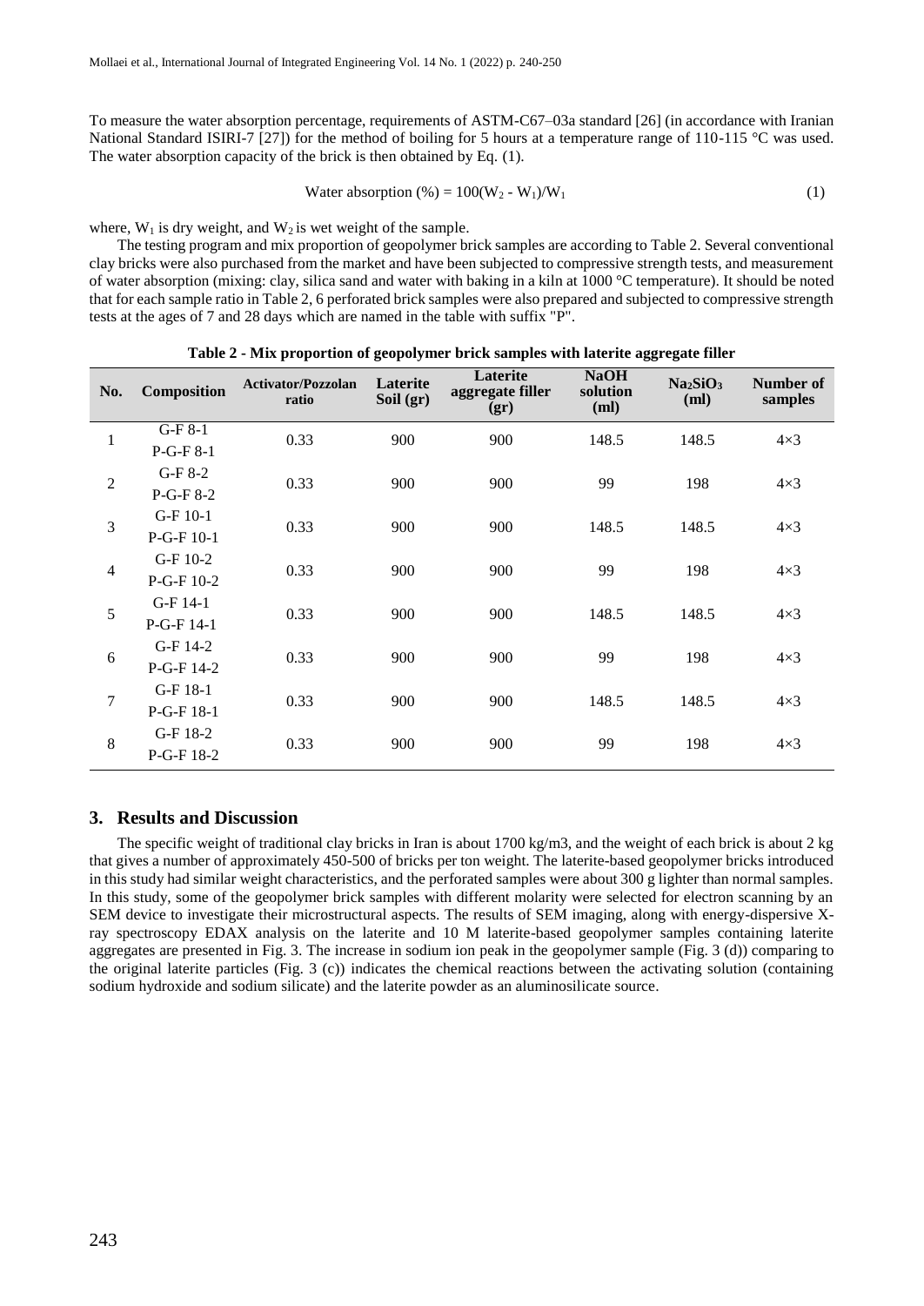To measure the water absorption percentage, requirements of ASTM-C67–03a standard [26] (in accordance with Iranian National Standard ISIRI-7 [27]) for the method of boiling for 5 hours at a temperature range of 110-115 °C was used. The water absorption capacity of the brick is then obtained by Eq. (1).

$$\text{Water absorption (\%)} = 100(W_2 - W_1)/W_1 \tag{1}$$

where, $W_1$ is dry weight, and $W_2$ is wet weight of the sample.

The testing program and mix proportion of geopolymer brick samples are according to Table 2. Several conventional clay bricks were also purchased from the market and have been subjected to compressive strength tests, and measurement of water absorption (mixing: clay, silica sand and water with baking in a kiln at 1000 °C temperature). It should be noted that for each sample ratio in Table 2, 6 perforated brick samples were also prepared and subjected to compressive strength tests at the ages of 7 and 28 days which are named in the table with suffix "P".

**Table 2 - Mix proportion of geopolymer brick samples with laterite aggregate filler**

| No. | Composition | Activator/Pozzolan ratio | Laterite Soil (gr) | Laterite aggregate filler (gr) | NaOH solution (ml) | $Na_2SiO_3$ (ml) | Number of samples |
|---|---|---|---|---|---|---|---|
| 1 | G-F 8-1<br>P-G-F 8-1 | 0.33 | 900 | 900 | 148.5 | 148.5 | 4×3 |
| 2 | G-F 8-2<br>P-G-F 8-2 | 0.33 | 900 | 900 | 99 | 198 | 4×3 |
| 3 | G-F 10-1<br>P-G-F 10-1 | 0.33 | 900 | 900 | 148.5 | 148.5 | 4×3 |
| 4 | G-F 10-2<br>P-G-F 10-2 | 0.33 | 900 | 900 | 99 | 198 | 4×3 |
| 5 | G-F 14-1<br>P-G-F 14-1 | 0.33 | 900 | 900 | 148.5 | 148.5 | 4×3 |
| 6 | G-F 14-2<br>P-G-F 14-2 | 0.33 | 900 | 900 | 99 | 198 | 4×3 |
| 7 | G-F 18-1<br>P-G-F 18-1 | 0.33 | 900 | 900 | 148.5 | 148.5 | 4×3 |
| 8 | G-F 18-2<br>P-G-F 18-2 | 0.33 | 900 | 900 | 99 | 198 | 4×3 |

## 3. Results and Discussion

The specific weight of traditional clay bricks in Iran is about 1700 kg/m3, and the weight of each brick is about 2 kg that gives a number of approximately 450-500 of bricks per ton weight. The laterite-based geopolymer bricks introduced in this study had similar weight characteristics, and the perforated samples were about 300 g lighter than normal samples. In this study, some of the geopolymer brick samples with different molarity were selected for electron scanning by an SEM device to investigate their microstructural aspects. The results of SEM imaging, along with energy-dispersive X-ray spectroscopy EDAX analysis on the laterite and 10 M laterite-based geopolymer samples containing laterite aggregates are presented in Fig. 3. The increase in sodium ion peak in the geopolymer sample (Fig. 3 (d)) comparing to the original laterite particles (Fig. 3 (c)) indicates the chemical reactions between the activating solution (containing sodium hydroxide and sodium silicate) and the laterite powder as an aluminosilicate source.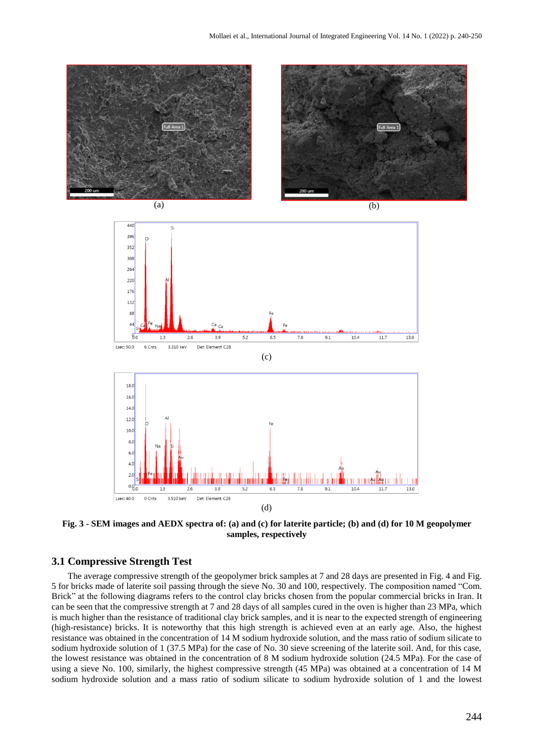Fig. 3 - SEM images and AEDX spectra of: (a) and (c) for laterite particle; (b) and (d) for 10 M geopolymer samples, respectively

### 3.1 Compressive Strength Test

The average compressive strength of the geopolymer brick samples at 7 and 28 days are presented in Fig. 4 and Fig. 5 for bricks made of laterite soil passing through the sieve No. 30 and 100, respectively. The composition named "Com. Brick" at the following diagrams refers to the control clay bricks chosen from the popular commercial bricks in Iran. It can be seen that the compressive strength at 7 and 28 days of all samples cured in the oven is higher than 23 MPa, which is much higher than the resistance of traditional clay brick samples, and it is near to the expected strength of engineering (high-resistance) bricks. It is noteworthy that this high strength is achieved even at an early age. Also, the highest resistance was obtained in the concentration of 14 M sodium hydroxide solution, and the mass ratio of sodium silicate to sodium hydroxide solution of 1 (37.5 MPa) for the case of No. 30 sieve screening of the laterite soil. And, for this case, the lowest resistance was obtained in the concentration of 8 M sodium hydroxide solution (24.5 MPa). For the case of using a sieve No. 100, similarly, the highest compressive strength (45 MPa) was obtained at a concentration of 14 M sodium hydroxide solution and a mass ratio of sodium silicate to sodium hydroxide solution of 1 and the lowest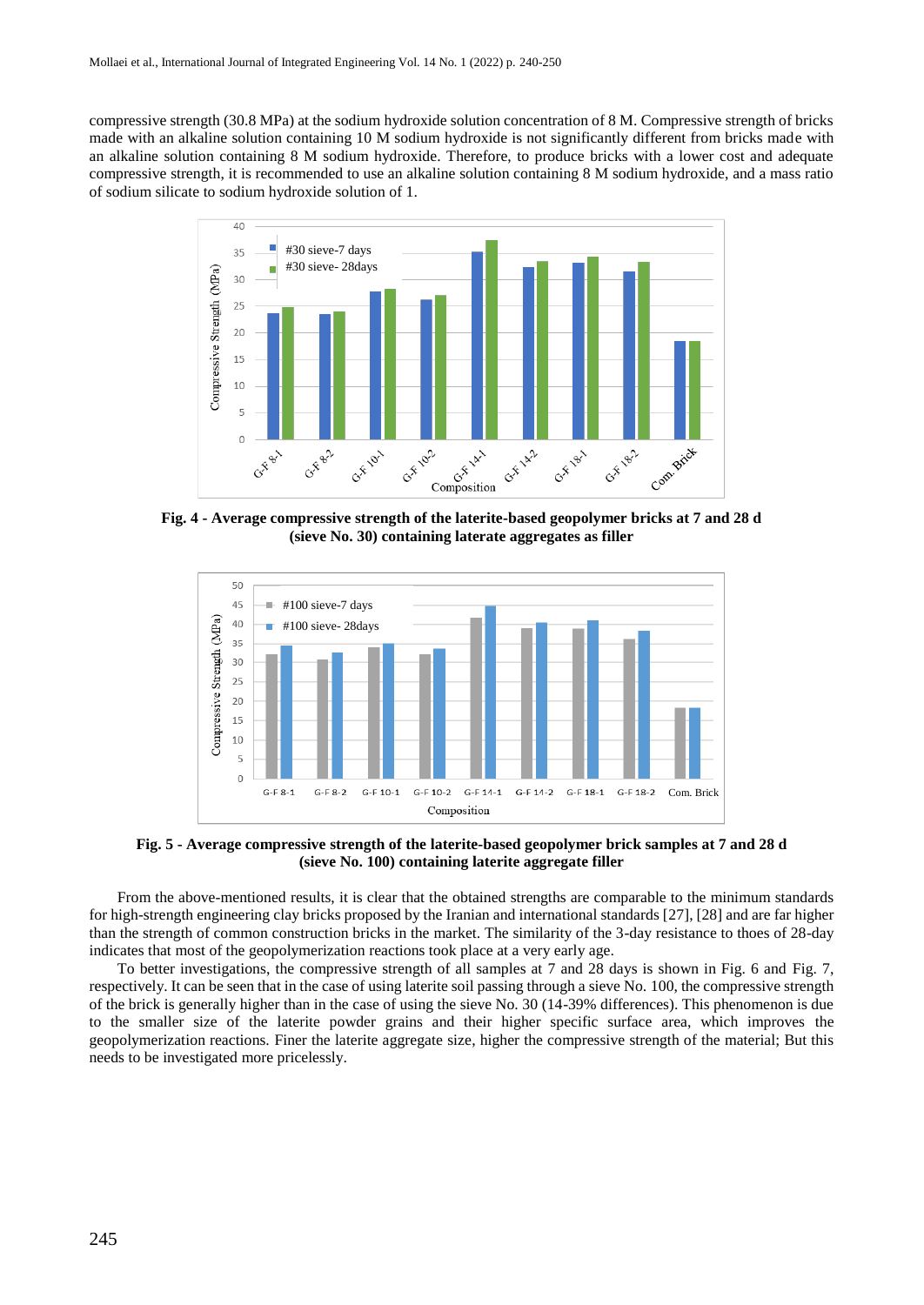compressive strength (30.8 MPa) at the sodium hydroxide solution concentration of 8 M. Compressive strength of bricks made with an alkaline solution containing 10 M sodium hydroxide is not significantly different from bricks made with an alkaline solution containing 8 M sodium hydroxide. Therefore, to produce bricks with a lower cost and adequate compressive strength, it is recommended to use an alkaline solution containing 8 M sodium hydroxide, and a mass ratio of sodium silicate to sodium hydroxide solution of 1.

**Fig. 4 - Average compressive strength of the laterite-based geopolymer bricks at 7 and 28 d (sieve No. 30) containing laterate aggregates as filler**

**Fig. 5 - Average compressive strength of the laterite-based geopolymer brick samples at 7 and 28 d (sieve No. 100) containing laterite aggregate filler**

From the above-mentioned results, it is clear that the obtained strengths are comparable to the minimum standards for high-strength engineering clay bricks proposed by the Iranian and international standards [27], [28] and are far higher than the strength of common construction bricks in the market. The similarity of the 3-day resistance to thoes of 28-day indicates that most of the geopolymerization reactions took place at a very early age.

To better investigations, the compressive strength of all samples at 7 and 28 days is shown in Fig. 6 and Fig. 7, respectively. It can be seen that in the case of using laterite soil passing through a sieve No. 100, the compressive strength of the brick is generally higher than in the case of using the sieve No. 30 (14-39% differences). This phenomenon is due to the smaller size of the laterite powder grains and their higher specific surface area, which improves the geopolymerization reactions. Finer the laterite aggregate size, higher the compressive strength of the material; But this needs to be investigated more pricelessly.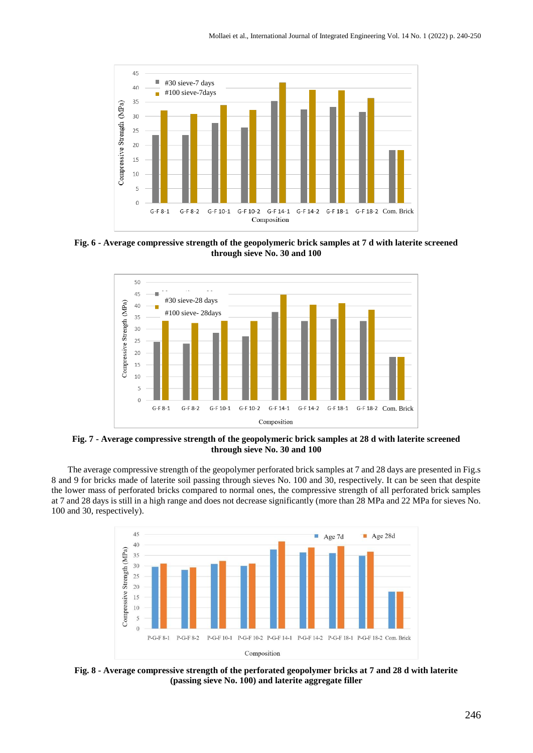**Fig. 6 - Average compressive strength of the geopolymeric brick samples at 7 d with laterite screened through sieve No. 30 and 100**

**Fig. 7 - Average compressive strength of the geopolymeric brick samples at 28 d with laterite screened through sieve No. 30 and 100**

The average compressive strength of the geopolymer perforated brick samples at 7 and 28 days are presented in Fig.s 8 and 9 for bricks made of laterite soil passing through sieves No. 100 and 30, respectively. It can be seen that despite the lower mass of perforated bricks compared to normal ones, the compressive strength of all perforated brick samples at 7 and 28 days is still in a high range and does not decrease significantly (more than 28 MPa and 22 MPa for sieves No. 100 and 30, respectively).

**Fig. 8 - Average compressive strength of the perforated geopolymer bricks at 7 and 28 d with laterite (passing sieve No. 100) and laterite aggregate filler**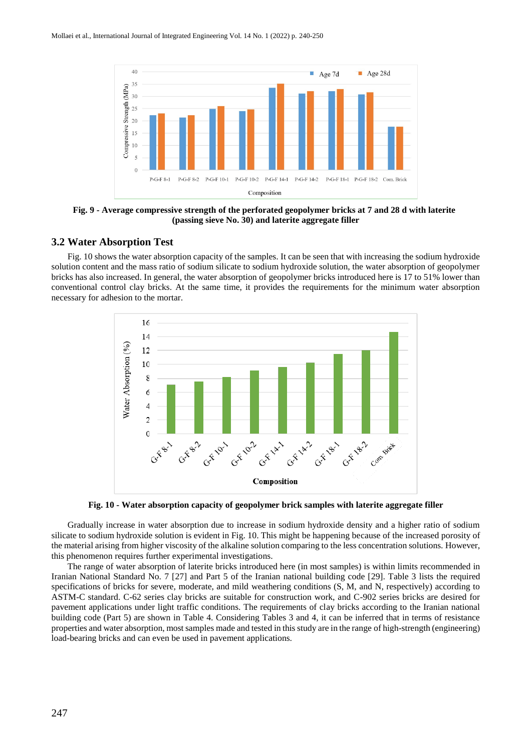**Fig. 9 - Average compressive strength of the perforated geopolymer bricks at 7 and 28 d with laterite (passing sieve No. 30) and laterite aggregate filler**

## 3.2 Water Absorption Test

Fig. 10 shows the water absorption capacity of the samples. It can be seen that with increasing the sodium hydroxide solution content and the mass ratio of sodium silicate to sodium hydroxide solution, the water absorption of geopolymer bricks has also increased. In general, the water absorption of geopolymer bricks introduced here is 17 to 51% lower than conventional control clay bricks. At the same time, it provides the requirements for the minimum water absorption necessary for adhesion to the mortar.

**Fig. 10 - Water absorption capacity of geopolymer brick samples with laterite aggregate filler**

Gradually increase in water absorption due to increase in sodium hydroxide density and a higher ratio of sodium silicate to sodium hydroxide solution is evident in Fig. 10. This might be happening because of the increased porosity of the material arising from higher viscosity of the alkaline solution comparing to the less concentration solutions. However, this phenomenon requires further experimental investigations.

The range of water absorption of laterite bricks introduced here (in most samples) is within limits recommended in Iranian National Standard No. 7 [27] and Part 5 of the Iranian national building code [29]. Table 3 lists the required specifications of bricks for severe, moderate, and mild weathering conditions (S, M, and N, respectively) according to ASTM-C standard. C-62 series clay bricks are suitable for construction work, and C-902 series bricks are desired for pavement applications under light traffic conditions. The requirements of clay bricks according to the Iranian national building code (Part 5) are shown in Table 4. Considering Tables 3 and 4, it can be inferred that in terms of resistance properties and water absorption, most samples made and tested in this study are in the range of high-strength (engineering) load-bearing bricks and can even be used in pavement applications.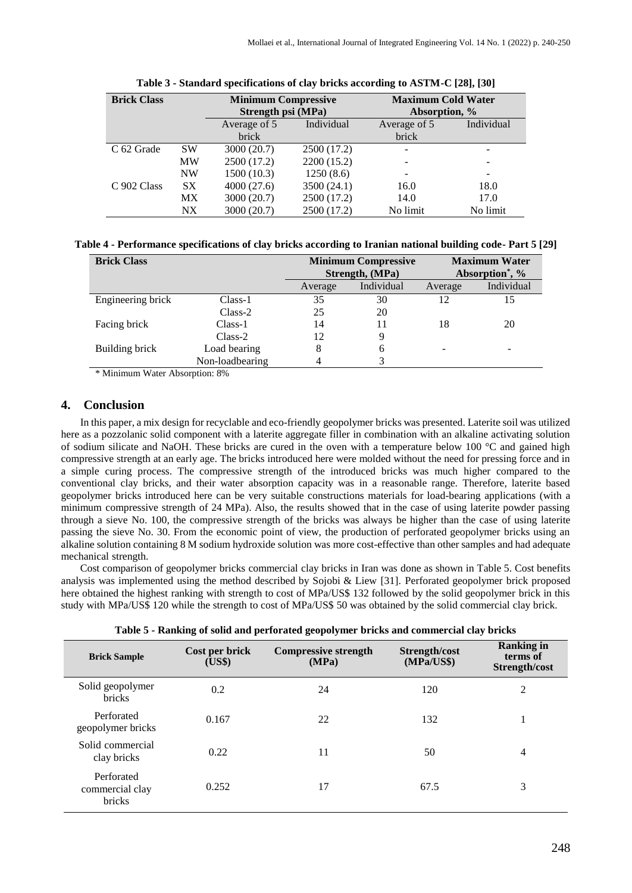**Table 3 - Standard specifications of clay bricks according to ASTM-C [28], [30]**

| Brick Class | | Minimum Compressive Strength psi (MPa) | | Maximum Cold Water Absorption, % | |
|---|---|---|---|---|---|
| | | Average of 5 brick | Individual | Average of 5 brick | Individual |
| C 62 Grade | SW | 3000 (20.7) | 2500 (17.2) | - | - |
| | MW | 2500 (17.2) | 2200 (15.2) | - | - |
| | NW | 1500 (10.3) | 1250 (8.6) | - | - |
| C 902 Class | SX | 4000 (27.6) | 3500 (24.1) | 16.0 | 18.0 |
| | MX | 3000 (20.7) | 2500 (17.2) | 14.0 | 17.0 |
| | NX | 3000 (20.7) | 2500 (17.2) | No limit | No limit |

**Table 4 - Performance specifications of clay bricks according to Iranian national building code- Part 5 [29]**

| Brick Class | | Minimum Compressive Strength, (MPa) | | Maximum Water Absorption*, % | |
|---|---|---|---|---|---|
| | | Average | Individual | Average | Individual |
| Engineering brick | Class-1 | 35 | 30 | 12 | 15 |
| | Class-2 | 25 | 20 | | |
| Facing brick | Class-1 | 14 | 11 | 18 | 20 |
| | Class-2 | 12 | 9 | | |
| Building brick | Load bearing | 8 | 6 | - | - |
| | Non-loadbearing | 4 | 3 | | |

\* Minimum Water Absorption: 8%

## 4. Conclusion

In this paper, a mix design for recyclable and eco-friendly geopolymer bricks was presented. Laterite soil was utilized here as a pozzolanic solid component with a laterite aggregate filler in combination with an alkaline activating solution of sodium silicate and NaOH. These bricks are cured in the oven with a temperature below 100 °C and gained high compressive strength at an early age. The bricks introduced here were molded without the need for pressing force and in a simple curing process. The compressive strength of the introduced bricks was much higher compared to the conventional clay bricks, and their water absorption capacity was in a reasonable range. Therefore, laterite based geopolymer bricks introduced here can be very suitable constructions materials for load-bearing applications (with a minimum compressive strength of 24 MPa). Also, the results showed that in the case of using laterite powder passing through a sieve No. 100, the compressive strength of the bricks was always be higher than the case of using laterite passing the sieve No. 30. From the economic point of view, the production of perforated geopolymer bricks using an alkaline solution containing 8 M sodium hydroxide solution was more cost-effective than other samples and had adequate mechanical strength.

Cost comparison of geopolymer bricks commercial clay bricks in Iran was done as shown in Table 5. Cost benefits analysis was implemented using the method described by Sojobi & Liew [31]. Perforated geopolymer brick proposed here obtained the highest ranking with strength to cost of MPa/US$ 132 followed by the solid geopolymer brick in this study with MPa/US$ 120 while the strength to cost of MPa/US$ 50 was obtained by the solid commercial clay brick.

**Table 5 - Ranking of solid and perforated geopolymer bricks and commercial clay bricks**

| Brick Sample | Cost per brick (US$) | Compressive strength (MPa) | Strength/cost (MPa/US$) | Ranking in terms of Strength/cost |
|---|---|---|---|---|
| Solid geopolymer bricks | 0.2 | 24 | 120 | 2 |
| Perforated geopolymer bricks | 0.167 | 22 | 132 | 1 |
| Solid commercial clay bricks | 0.22 | 11 | 50 | 4 |
| Perforated commercial clay bricks | 0.252 | 17 | 67.5 | 3 |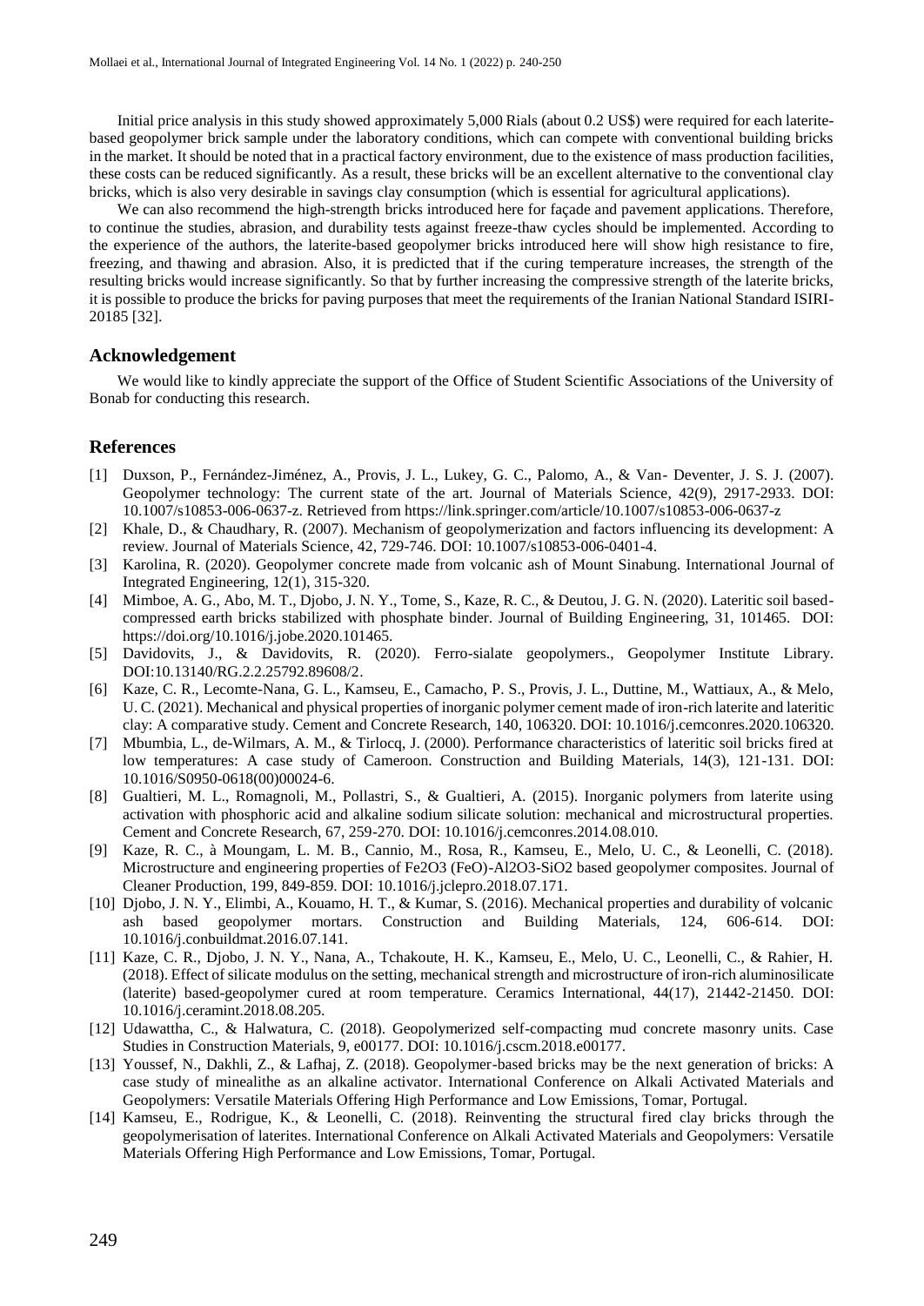Initial price analysis in this study showed approximately 5,000 Rials (about 0.2 US$) were required for each laterite-based geopolymer brick sample under the laboratory conditions, which can compete with conventional building bricks in the market. It should be noted that in a practical factory environment, due to the existence of mass production facilities, these costs can be reduced significantly. As a result, these bricks will be an excellent alternative to the conventional clay bricks, which is also very desirable in savings clay consumption (which is essential for agricultural applications).

We can also recommend the high-strength bricks introduced here for façade and pavement applications. Therefore, to continue the studies, abrasion, and durability tests against freeze-thaw cycles should be implemented. According to the experience of the authors, the laterite-based geopolymer bricks introduced here will show high resistance to fire, freezing, and thawing and abrasion. Also, it is predicted that if the curing temperature increases, the strength of the resulting bricks would increase significantly. So that by further increasing the compressive strength of the laterite bricks, it is possible to produce the bricks for paving purposes that meet the requirements of the Iranian National Standard ISIRI-20185 [32].

## Acknowledgement

We would like to kindly appreciate the support of the Office of Student Scientific Associations of the University of Bonab for conducting this research.

## References

[1] Duxson, P., Fernández-Jiménez, A., Provis, J. L., Lukey, G. C., Palomo, A., & Van- Deventer, J. S. J. (2007). Geopolymer technology: The current state of the art. Journal of Materials Science, 42(9), 2917-2933. DOI: 10.1007/s10853-006-0637-z. Retrieved from https://link.springer.com/article/10.1007/s10853-006-0637-z

[2] Khale, D., & Chaudhary, R. (2007). Mechanism of geopolymerization and factors influencing its development: A review. Journal of Materials Science, 42, 729-746. DOI: 10.1007/s10853-006-0401-4.

[3] Karolina, R. (2020). Geopolymer concrete made from volcanic ash of Mount Sinabung. International Journal of Integrated Engineering, 12(1), 315-320.

[4] Mimboe, A. G., Abo, M. T., Djobo, J. N. Y., Tome, S., Kaze, R. C., & Deutou, J. G. N. (2020). Lateritic soil based-compressed earth bricks stabilized with phosphate binder. Journal of Building Engineering, 31, 101465. DOI: https://doi.org/10.1016/j.jobe.2020.101465.

[5] Davidovits, J., & Davidovits, R. (2020). Ferro-sialate geopolymers., Geopolymer Institute Library. DOI:10.13140/RG.2.2.25792.89608/2.

[6] Kaze, C. R., Lecomte-Nana, G. L., Kamseu, E., Camacho, P. S., Provis, J. L., Duttine, M., Wattiaux, A., & Melo, U. C. (2021). Mechanical and physical properties of inorganic polymer cement made of iron-rich laterite and lateritic clay: A comparative study. Cement and Concrete Research, 140, 106320. DOI: 10.1016/j.cemconres.2020.106320.

[7] Mbumbia, L., de-Wilmars, A. M., & Tirlocq, J. (2000). Performance characteristics of lateritic soil bricks fired at low temperatures: A case study of Cameroon. Construction and Building Materials, 14(3), 121-131. DOI: 10.1016/S0950-0618(00)00024-6.

[8] Gualtieri, M. L., Romagnoli, M., Pollastri, S., & Gualtieri, A. (2015). Inorganic polymers from laterite using activation with phosphoric acid and alkaline sodium silicate solution: mechanical and microstructural properties. Cement and Concrete Research, 67, 259-270. DOI: 10.1016/j.cemconres.2014.08.010.

[9] Kaze, R. C., à Moungam, L. M. B., Cannio, M., Rosa, R., Kamseu, E., Melo, U. C., & Leonelli, C. (2018). Microstructure and engineering properties of Fe2O3 (FeO)-Al2O3-SiO2 based geopolymer composites. Journal of Cleaner Production, 199, 849-859. DOI: 10.1016/j.jclepro.2018.07.171.

[10] Djobo, J. N. Y., Elimbi, A., Kouamo, H. T., & Kumar, S. (2016). Mechanical properties and durability of volcanic ash based geopolymer mortars. Construction and Building Materials, 124, 606-614. DOI: 10.1016/j.conbuildmat.2016.07.141.

[11] Kaze, C. R., Djobo, J. N. Y., Nana, A., Tchakoute, H. K., Kamseu, E., Melo, U. C., Leonelli, C., & Rahier, H. (2018). Effect of silicate modulus on the setting, mechanical strength and microstructure of iron-rich aluminosilicate (laterite) based-geopolymer cured at room temperature. Ceramics International, 44(17), 21442-21450. DOI: 10.1016/j.ceramint.2018.08.205.

[12] Udawattha, C., & Halwatura, C. (2018). Geopolymerized self-compacting mud concrete masonry units. Case Studies in Construction Materials, 9, e00177. DOI: 10.1016/j.cscm.2018.e00177.

[13] Youssef, N., Dakhli, Z., & Lafhaj, Z. (2018). Geopolymer-based bricks may be the next generation of bricks: A case study of minealithe as an alkaline activator. International Conference on Alkali Activated Materials and Geopolymers: Versatile Materials Offering High Performance and Low Emissions, Tomar, Portugal.

[14] Kamseu, E., Rodrigue, K., & Leonelli, C. (2018). Reinventing the structural fired clay bricks through the geopolymerisation of laterites. International Conference on Alkali Activated Materials and Geopolymers: Versatile Materials Offering High Performance and Low Emissions, Tomar, Portugal.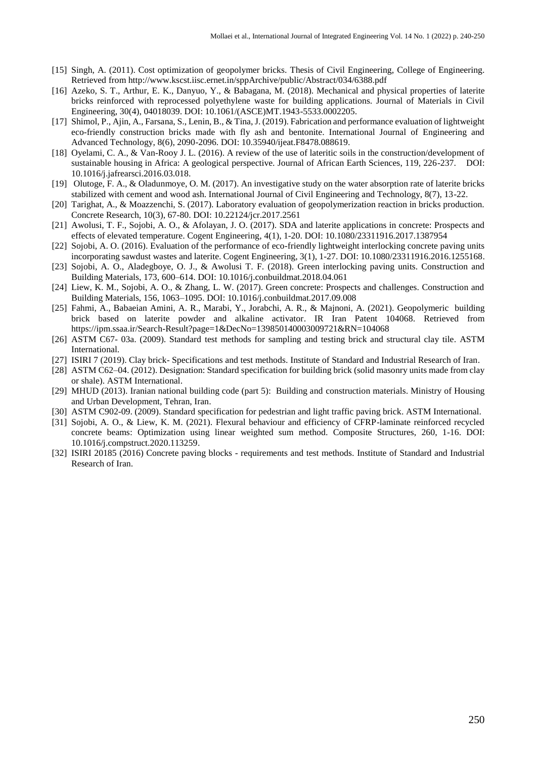[15] Singh, A. (2011). Cost optimization of geopolymer bricks. Thesis of Civil Engineering, College of Engineering. Retrieved from http://www.kscst.iisc.ernet.in/sppArchive/public/Abstract/034/6388.pdf

[16] Azeko, S. T., Arthur, E. K., Danyuo, Y., & Babagana, M. (2018). Mechanical and physical properties of laterite bricks reinforced with reprocessed polyethylene waste for building applications. Journal of Materials in Civil Engineering, 30(4), 04018039. DOI: 10.1061/(ASCE)MT.1943-5533.0002205.

[17] Shimol, P., Ajin, A., Farsana, S., Lenin, B., & Tina, J. (2019). Fabrication and performance evaluation of lightweight eco-friendly construction bricks made with fly ash and bentonite. International Journal of Engineering and Advanced Technology, 8(6), 2090-2096. DOI: 10.35940/ijeat.F8478.088619.

[18] Oyelami, C. A., & Van-Rooy J. L. (2016). A review of the use of lateritic soils in the construction/development of sustainable housing in Africa: A geological perspective. Journal of African Earth Sciences, 119, 226-237. DOI: 10.1016/j.jafrearsci.2016.03.018.

[19] Olutoge, F. A., & Oladunmoye, O. M. (2017). An investigative study on the water absorption rate of laterite bricks stabilized with cement and wood ash. International Journal of Civil Engineering and Technology, 8(7), 13-22.

[20] Tarighat, A., & Moazzenchi, S. (2017). Laboratory evaluation of geopolymerization reaction in bricks production. Concrete Research, 10(3), 67-80. DOI: 10.22124/jcr.2017.2561

[21] Awolusi, T. F., Sojobi, A. O., & Afolayan, J. O. (2017). SDA and laterite applications in concrete: Prospects and effects of elevated temperature. Cogent Engineering, 4(1), 1-20. DOI: 10.1080/23311916.2017.1387954

[22] Sojobi, A. O. (2016). Evaluation of the performance of eco-friendly lightweight interlocking concrete paving units incorporating sawdust wastes and laterite. Cogent Engineering, 3(1), 1-27. DOI: 10.1080/23311916.2016.1255168.

[23] Sojobi, A. O., Aladegboye, O. J., & Awolusi T. F. (2018). Green interlocking paving units. Construction and Building Materials, 173, 600–614. DOI: 10.1016/j.conbuildmat.2018.04.061

[24] Liew, K. M., Sojobi, A. O., & Zhang, L. W. (2017). Green concrete: Prospects and challenges. Construction and Building Materials, 156, 1063–1095. DOI: 10.1016/j.conbuildmat.2017.09.008

[25] Fahmi, A., Babaeian Amini, A. R., Marabi, Y., Jorabchi, A. R., & Majnoni, A. (2021). Geopolymeric building brick based on laterite powder and alkaline activator. IR Iran Patent 104068. Retrieved from https://ipm.ssaa.ir/Search-Result?page=1&DecNo=139850140003009721&RN=104068

[26] ASTM C67- 03a. (2009). Standard test methods for sampling and testing brick and structural clay tile. ASTM International.

[27] ISIRI 7 (2019). Clay brick- Specifications and test methods. Institute of Standard and Industrial Research of Iran.

[28] ASTM C62–04. (2012). Designation: Standard specification for building brick (solid masonry units made from clay or shale). ASTM International.

[29] MHUD (2013). Iranian national building code (part 5): Building and construction materials. Ministry of Housing and Urban Development, Tehran, Iran.

[30] ASTM C902-09. (2009). Standard specification for pedestrian and light traffic paving brick. ASTM International.

[31] Sojobi, A. O., & Liew, K. M. (2021). Flexural behaviour and efficiency of CFRP-laminate reinforced recycled concrete beams: Optimization using linear weighted sum method. Composite Structures, 260, 1-16. DOI: 10.1016/j.compstruct.2020.113259.

[32] ISIRI 20185 (2016) Concrete paving blocks - requirements and test methods. Institute of Standard and Industrial Research of Iran.